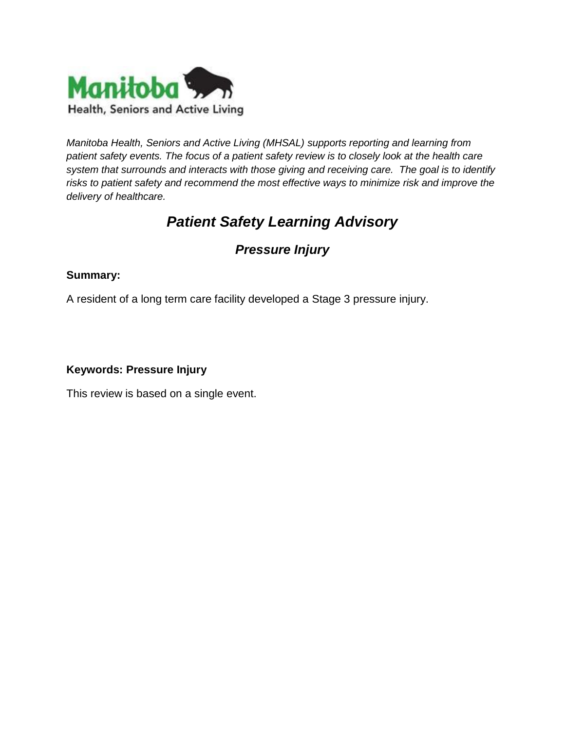Manitoba
Health, Seniors and Active Living

*Manitoba Health, Seniors and Active Living (MHSAL) supports reporting and learning from patient safety events. The focus of a patient safety review is to closely look at the health care system that surrounds and interacts with those giving and receiving care. The goal is to identify risks to patient safety and recommend the most effective ways to minimize risk and improve the delivery of healthcare.*

# *Patient Safety Learning Advisory*

## *Pressure Injury*

**Summary:**

A resident of a long term care facility developed a Stage 3 pressure injury.

**Keywords: Pressure Injury**

This review is based on a single event.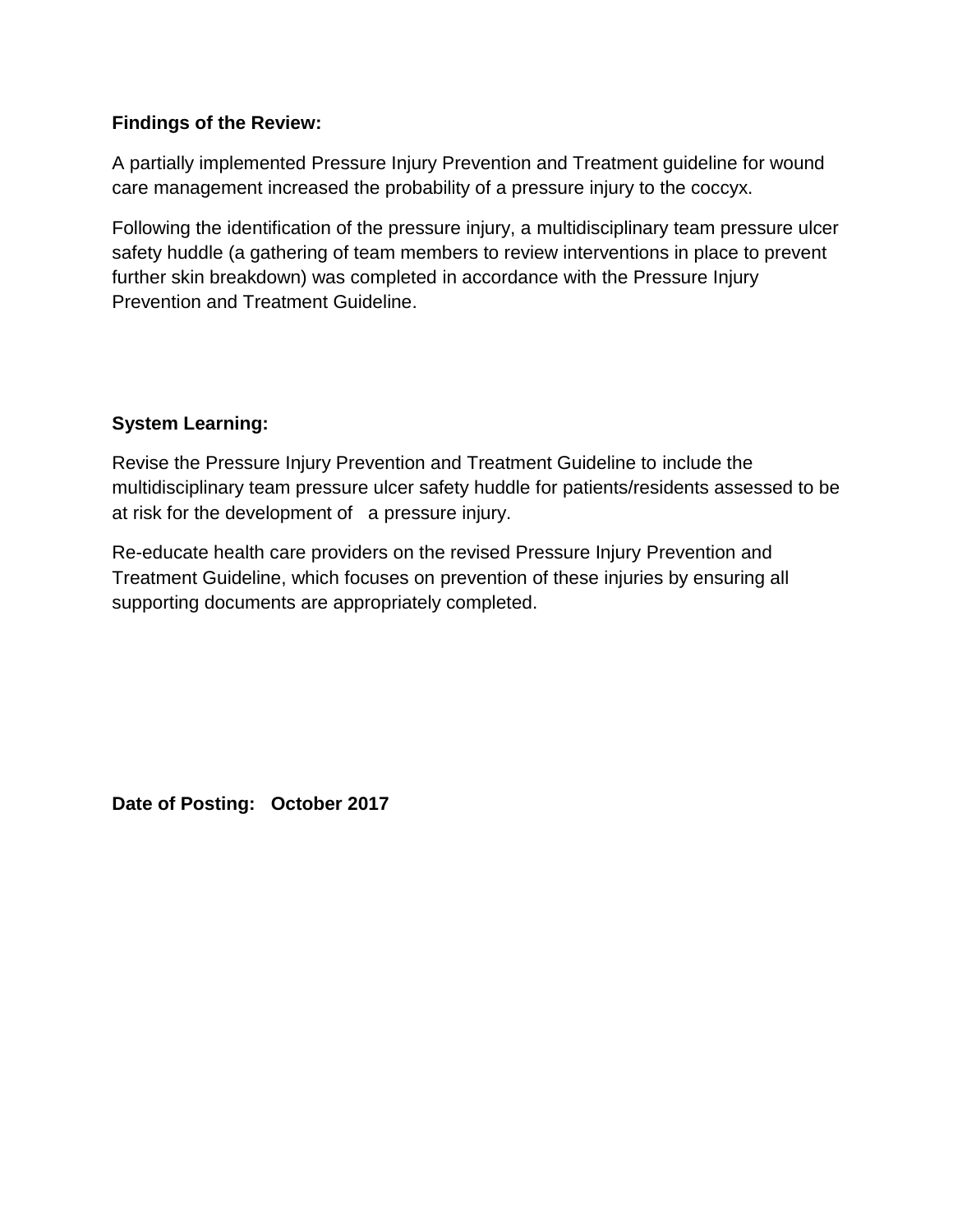**Findings of the Review:**

A partially implemented Pressure Injury Prevention and Treatment guideline for wound care management increased the probability of a pressure injury to the coccyx.

Following the identification of the pressure injury, a multidisciplinary team pressure ulcer safety huddle (a gathering of team members to review interventions in place to prevent further skin breakdown) was completed in accordance with the Pressure Injury Prevention and Treatment Guideline.

**System Learning:**

Revise the Pressure Injury Prevention and Treatment Guideline to include the multidisciplinary team pressure ulcer safety huddle for patients/residents assessed to be at risk for the development of a pressure injury.

Re-educate health care providers on the revised Pressure Injury Prevention and Treatment Guideline, which focuses on prevention of these injuries by ensuring all supporting documents are appropriately completed.

**Date of Posting: October 2017**